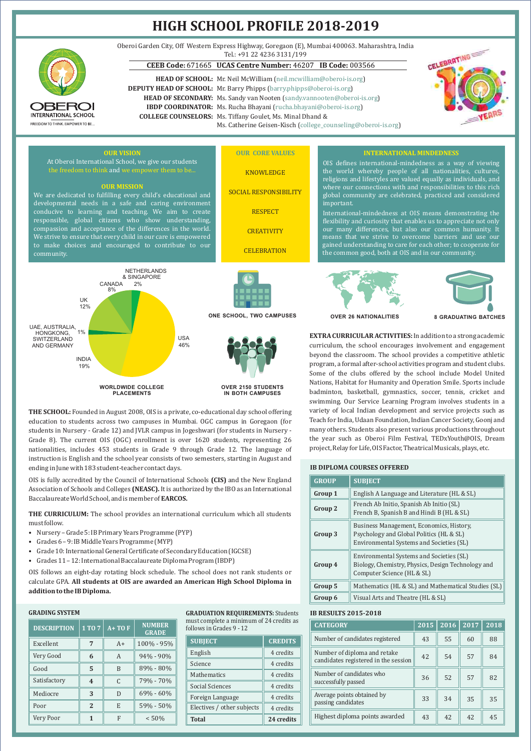# HIGH SCHOOL PROFILE 2018-2019

Oberoi Garden City, Off Western Express Highway, Goregaon (E), Mumbai 400063. Maharashtra, India
Tel.: +91 22 4236 3131/199

**CEEB Code:** 671665 **UCAS Centre Number:** 46207 **IB Code:** 003566

**HEAD OF SCHOOL:** Mr. Neil McWilliam (neil.mcwilliam@oberoi-is.org)
**DEPUTY HEAD OF SCHOOL:** Mr. Barry Phipps (barry.phipps@oberoi-is.org)
**HEAD OF SECONDARY:** Ms. Sandy van Nooten (sandy.vannooten@oberoi-is.org)
**IBDP COORDINATOR:** Ms. Rucha Bhayani (rucha.bhayani@oberoi-is.org)
**COLLEGE COUNSELORS:** Ms. Tiffany Goulet, Ms. Minal Dhand & Ms. Catherine Geisen-Kisch (college_counseling@oberoi-is.org)

OBEROI INTERNATIONAL SCHOOL — FREEDOM TO THINK. EMPOWER TO BE...

CELEBRATING 10 YEARS

## OUR VISION

At Oberoi International School, we give our students the freedom to think and we empower them to be...

## OUR MISSION

We are dedicated to fulfilling every child's educational and developmental needs in a safe and caring environment conducive to learning and teaching. We aim to create responsible, global citizens who show understanding, compassion and acceptance of the differences in the world. We strive to ensure that every child in our care is empowered to make choices and encouraged to contribute to our community.

## OUR CORE VALUES

KNOWLEDGE

SOCIAL RESPONSIBILITY

RESPECT

CREATIVITY

CELEBRATION

## INTERNATIONAL MINDEDNESS

OIS defines international-mindedness as a way of viewing the world whereby people of all nationalities, cultures, religions and lifestyles are valued equally as individuals, and where our connections with and responsibilities to this rich global community are celebrated, practiced and considered important.

International-mindedness at OIS means demonstrating the flexibility and curiosity that enables us to appreciate not only our many differences, but also our common humanity. It means that we strive to overcome barriers and use our gained understanding to care for each other; to cooperate for the common good, both at OIS and in our community.

**WORLDWIDE COLLEGE PLACEMENTS**

- USA 46%
- INDIA 19%
- UK 12%
- CANADA 8%
- NETHERLANDS & SINGAPORE 2%
- UAE, AUSTRALIA, HONGKONG, SWITZERLAND AND GERMANY 1%

**ONE SCHOOL, TWO CAMPUSES**

**OVER 2150 STUDENTS IN BOTH CAMPUSES**

**OVER 26 NATIONALITIES**

**8 GRADUATING BATCHES**

**THE SCHOOL:** Founded in August 2008, OIS is a private, co-educational day school offering education to students across two campuses in Mumbai. OGC campus in Goregaon (for students in Nursery - Grade 12) and JVLR campus in Jogeshwari (for students in Nursery - Grade 8). The current OIS (OGC) enrollment is over 1620 students, representing 26 nationalities, includes 453 students in Grade 9 through Grade 12. The language of instruction is English and the school year consists of two semesters, starting in August and ending in June with 183 student-teacher contact days.

OIS is fully accredited by the Council of International Schools **(CIS)** and the New England Association of Schools and Colleges **(NEASC).** It is authorized by the IBO as an International Baccalaureate World School, and is member of **EARCOS.**

**THE CURRICULUM:** The school provides an international curriculum which all students must follow.

- Nursery – Grade 5: IB Primary Years Programme (PYP)
- Grades 6 – 9: IB Middle Years Programme (MYP)
- Grade 10: International General Certificate of Secondary Education (IGCSE)
- Grades 11 – 12: International Baccalaureate Diploma Program (IBDP)

OIS follows an eight-day rotating block schedule. The school does not rank students or calculate GPA. **All students at OIS are awarded an American High School Diploma in addition to the IB Diploma.**

**EXTRA CURRICULAR ACTIVITIES:** In addition to a strong academic curriculum, the school encourages involvement and engagement beyond the classroom. The school provides a competitive athletic program, a formal after-school activities program and student clubs. Some of the clubs offered by the school include Model United Nations, Habitat for Humanity and Operation Smile. Sports include badminton, basketball, gymnastics, soccer, tennis, cricket and swimming. Our Service Learning Program involves students in a variety of local Indian development and service projects such as Teach for India, Udaan Foundation, Indian Cancer Society, Goonj and many others. Students also present various productions throughout the year such as Oberoi Film Festival, TEDxYouth@OIS, Dream project, Relay for Life, OIS Factor, Theatrical Musicals, plays, etc.

### IB DIPLOMA COURSES OFFERED

| GROUP | SUBJECT |
|---|---|
| Group 1 | English A Language and Literature (HL & SL) |
| Group 2 | French Ab Initio, Spanish Ab Initio (SL) French B, Spanish B and Hindi B (HL & SL) |
| Group 3 | Business Management, Economics, History, Psychology and Global Politics (HL & SL) Environmental Systems and Societies (SL) |
| Group 4 | Environmental Systems and Societies (SL) Biology, Chemistry, Physics, Design Technology and Computer Science (HL & SL) |
| Group 5 | Mathematics (HL & SL) and Mathematical Studies (SL) |
| Group 6 | Visual Arts and Theatre (HL & SL) |

### GRADING SYSTEM

| DESCRIPTION | 1 TO 7 | A+ TO F | NUMBER GRADE |
|---|---|---|---|
| Excellent | 7 | A+ | 100% - 95% |
| Very Good | 6 | A | 94% - 90% |
| Good | 5 | B | 89% - 80% |
| Satisfactory | 4 | C | 79% - 70% |
| Mediocre | 3 | D | 69% - 60% |
| Poor | 2 | E | 59% - 50% |
| Very Poor | 1 | F | < 50% |

**GRADUATION REQUIREMENTS:** Students must complete a minimum of 24 credits as follows in Grades 9 - 12

| SUBJECT | CREDITS |
|---|---|
| English | 4 credits |
| Science | 4 credits |
| Mathematics | 4 credits |
| Social Sciences | 4 credits |
| Foreign Language | 4 credits |
| Electives / other subjects | 4 credits |
| **Total** | **24 credits** |

### IB RESULTS 2015-2018

| CATEGORY | 2015 | 2016 | 2017 | 2018 |
|---|---|---|---|---|
| Number of candidates registered | 43 | 55 | 60 | 88 |
| Number of diploma and retake candidates registered in the session | 42 | 54 | 57 | 84 |
| Number of candidates who successfully passed | 36 | 52 | 57 | 82 |
| Average points obtained by passing candidates | 33 | 34 | 35 | 35 |
| Highest diploma points awarded | 43 | 42 | 42 | 45 |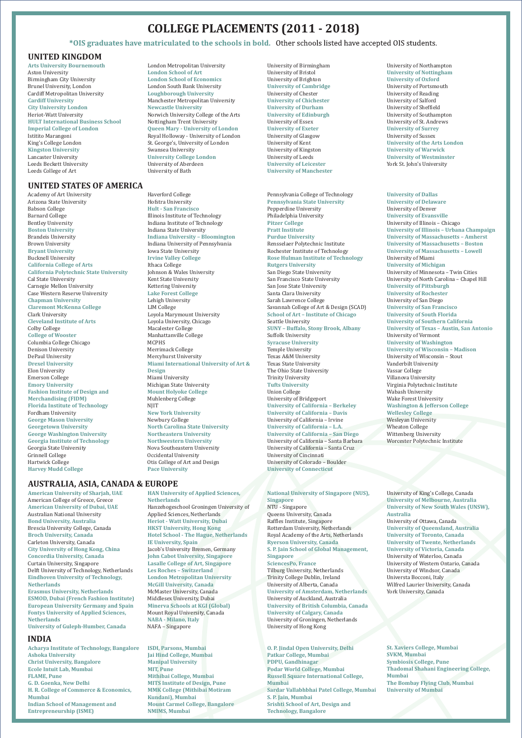# COLLEGE PLACEMENTS (2011 - 2018)

***OIS graduates have matriculated to the schools in bold.*** Other schools listed have accepted OIS students.

## UNITED KINGDOM

**Arts University Bournemouth**
Aston University
Birmingham City University
Brunel University, London
Cardiff Metropolitan University
**Cardiff University**
**City University London**
Heriot-Watt University
**HULT International Business School**
**Imperial College of London**
Istitito Marangoni
King's College London
**Kingston University**
Lancaster University
Leeds Beckett University
Leeds College of Art
London Metropolitan University
**London School of Art**
**London School of Economics**
London South Bank University
**Loughborough University**
Manchester Metropolitan University
**Newcastle University**
Norwich University College of the Arts
Nottingham Trent University
**Queen Mary - University of London**
Royal Holloway - University of London
St. George's, University of London
Swansea University
**University College London**
University of Aberdeen
University of Bath
University of Birmingham
University of Bristol
University of Brighton
**University of Cambridge**
University of Chester
**University of Chichester**
**University of Durham**
**University of Edinburgh**
University of Essex
**University of Exeter**
University of Glasgow
University of Kent
University of Kingston
University of Leeds
**University of Leicester**
**University of Manchester**
University of Northampton
**University of Nottingham**
**University of Oxford**
University of Portsmouth
University of Reading
University of Salford
University of Sheffield
University of Southampton
University of St. Andrews
**University of Surrey**
University of Sussex
**University of the Arts London**
**University of Warwick**
**University of Westminster**
York St. John's University

## UNITED STATES OF AMERICA

Academy of Art University
Arizona State University
Babson College
Barnard College
Bentley University
**Boston University**
Brandeis University
Brown University
**Bryant University**
Bucknell University
**California College of Arts**
**California Polytechnic State University**
Cal State University
Carnegie Mellon University
Case Western Reserve University
**Chapman University**
**Claremont McKenna College**
Clark University
**Cleveland Institute of Arts**
Colby College
**College of Wooster**
Columbia College Chicago
Denison University
DePaul University
**Drexel University**
Elon University
Emerson College
**Emory University**
**Fashion Institute of Design and Merchandising (FIDM)**
**Florida Institute of Technology**
Fordham University
**George Mason University**
**Georgetown University**
**George Washington University**
**Georgia Institute of Technology**
Georgia State University
Grinnell College
Hartwick College
**Harvey Mudd College**
Haverford College
Hofstra University
**Hult - San Francisco**
Illinois Institute of Technology
Indiana Institute of Technology
Indiana State University
**Indiana University – Bloomington**
Indiana University of Pennsylvania
Iowa State University
**Irvine Valley College**
Ithaca College
Johnson & Wales University
Kent State University
Kettering University
**Lake Forest College**
Lehigh University
LIM College
Loyola Marymount University
Loyola University, Chicago
Macalester College
Manhattanville College
MCPHS
Merrimack College
Mercyhurst University
**Miami International University of Art & Design**
Miami University
Michigan State University
**Mount Holyoke College**
Muhlenberg College
NJIT
**New York University**
Newbury College
**North Carolina State University**
**Northeastern University**
**Northwestern University**
Nova Southeastern University
Occidental University
Otis College of Art and Design
**Pace University**
Pennsylvania College of Technology
**Pennsylvania State University**
Pepperdine University
Philadelphia University
**Pitzer College**
**Pratt Institute**
**Purdue University**
Rensselaer Polytechnic Institute
Rochester Institute of Technology
**Rose Hulman Institute of Technology**
**Rutgers University**
San Diego State University
San Francisco State University
San Jose State University
Santa Clara University
Sarah Lawrence College
Savannah College of Art & Design (SCAD)
**School of Art – Institute of Chicago**
Seattle University
**SUNY – Buffalo, Stony Brook, Albany**
Suffolk University
**Syracuse University**
Temple University
Texas A&M University
Texas State University
The Ohio State University
Trinity University
**Tufts University**
Union College
University of Bridgeport
**University of California – Berkeley**
**University of California – Davis**
University of California – Irvine
**University of California – L.A.**
**University of California – San Diego**
University of California – Santa Barbara
University of California – Santa Cruz
University of Cincinnati
University of Colorado – Boulder
**University of Connecticut**
**University of Dallas**
**University of Delaware**
University of Denver
**University of Evansville**
University of Illinois – Chicago
**University of Illinois – Urbana Champaign**
**University of Massachusetts – Amherst**
**University of Massachusetts – Boston**
**University of Massachusetts – Lowell**
University of Miami
**University of Michigan**
University of Minnesota – Twin Cities
University of North Carolina – Chapel Hill
**University of Pittsburgh**
**University of Rochester**
University of San Diego
**University of San Francisco**
**University of South Florida**
**University of Southern California**
**University of Texas – Austin, San Antonio**
University of Vermont
**University of Washington**
**University of Wisconsin – Madison**
University of Wisconsin – Stout
Vanderbilt University
Vassar College
Villanova University
Virginia Polytechnic Institute
Wabash University
Wake Forest University
**Washington & Jefferson College**
**Wellesley College**
Wesleyan University
Wheaton College
Wittenberg University
Worcester Polytechnic Institute

## AUSTRALIA, ASIA, CANADA & EUROPE

**American University of Sharjah, UAE**
American College of Greece, Greece
**American University of Dubai, UAE**
Australian National University
**Bond University, Australia**
Brescia University College, Canada
**Broch University, Canada**
Carleton University, Canada
**City University of Hong Kong, China**
**Concordia University, Canada**
Curtain University, Singapore
Delft University of Technology, Netherlands
**Eindhoven University of Technology, Netherlands**
**Erasmus University, Netherlands**
**ESMOD, Dubai (French Fashion Institute)**
**European University Germany and Spain**
**Fontys University of Applied Sciences, Netherlands**
**University of Guleph-Humber, Canada**
**HAN University of Applied Sciences, Netherlands**
Hanzehogeschool Groningen University of Applied Sciences, Netherlands
**Heriot - Watt University, Dubai**
**HKST University, Hong Kong**
**Hotel School - The Hague, Netherlands**
**IE University, Spain**
Jacob's University Bremen, Germany
**John Cabot University, Singapore**
**Lasalle College of Art, Singapore**
**Les Roches – Switzerland**
**London Metropolitan University**
**McGill University, Canada**
McMaster University, Canada
Middlesex University, Dubai
**Minerva Schools at KGI (Global)**
Mount Royal University, Canada
**NABA - Milano, Italy**
NAFA – Singapore
**National University of Singapore (NUS), Singapore**
NTU - Singapore
Queens University, Canada
Raffles Institute, Singapore
Rotterdam University, Netherlands
Royal Academy of the Arts, Netherlands
**Ryerson University, Canada**
**S. P. Jain School of Global Management, Singapore**
**SciencesPo, France**
Tilburg University, Netherlands
Trinity College Dublin, Ireland
University of Alberta, Canada
**University of Amsterdam, Netherlands**
University of Auckland, Australia
**University of British Columbia, Canada**
**University of Calgary, Canada**
University of Groningen, Netherlands
University of Hong Kong
University of King's College, Canada
**University of Melbourne, Australia**
**University of New South Wales (UNSW), Australia**
University of Ottawa, Canada
**University of Queensland, Australia**
**University of Toronto, Canada**
**University of Twente, Netherlands**
**University of Victoria, Canada**
University of Waterloo, Canada
University of Western Ontario, Canada
University of Windsor, Canada
Universta Bocconi, Italy
Wilfred Laurier University, Canada
York University, Canada

## INDIA

**Acharya Institute of Technology, Bangalore**
**Ashoka University**
**Christ University, Bangalore**
**Ecole Intuit Lab, Mumbai**
**FLAME, Pune**
**G. D. Goenka, New Delhi**
**H. R. College of Commerce & Economics, Mumbai**
**Indian School of Management and Entrepreneurship (ISME)**
**ISDI, Parsons, Mumbai**
**Jai Hind College, Mumbai**
**Manipal University**
**MIT, Pune**
**Mithibai College, Mumbai**
**MITS Institute of Design, Pune**
**MMK College (Mithibai Motiram Kundani), Mumbai**
**Mount Carmel College, Bangalore**
**NMIMS, Mumbai**
**O. P. Jindal Open University, Delhi**
**Patkar College, Mumbai**
**PDPU, Gandhinagar**
**Podar World College, Mumbai**
**Russell Square International College, Mumbai**
**Sardar Vallabhbhai Patel College, Mumbai**
**S. P. Jain, Mumbai**
**Srishti School of Art, Design and Technology, Bangalore**
**St. Xaviers College, Mumbai**
**SVKM, Mumbai**
**Symbiosis College, Pune**
**Thadomal Shahani Engineering College, Mumbai**
**The Bombay Flying Club, Mumbai**
**University of Mumbai**